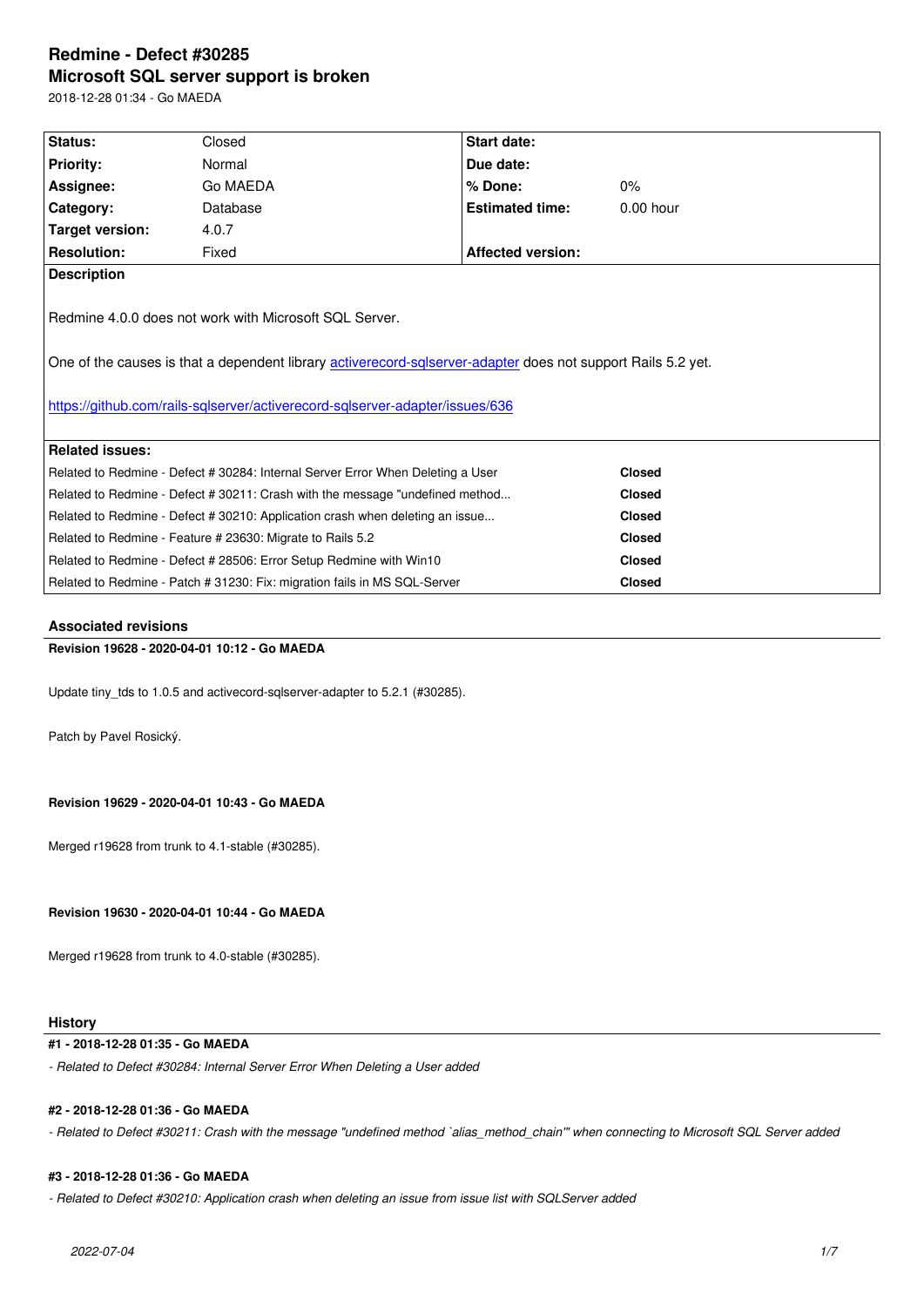# Redmine - Defect #30285

## Microsoft SQL server support is broken

2018-12-28 01:34 - Go MAEDA

| Status: | Closed | Start date: | |
|---|---|---|---|
| Priority: | Normal | Due date: | |
| Assignee: | Go MAEDA | % Done: | 0% |
| Category: | Database | Estimated time: | 0.00 hour |
| Target version: | 4.0.7 | | |
| Resolution: | Fixed | Affected version: | |

**Description**

Redmine 4.0.0 does not work with Microsoft SQL Server.

One of the causes is that a dependent library activerecord-sqlserver-adapter does not support Rails 5.2 yet.

https://github.com/rails-sqlserver/activerecord-sqlserver-adapter/issues/636

**Related issues:**

| | |
|---|---|
| Related to Redmine - Defect # 30284: Internal Server Error When Deleting a User | **Closed** |
| Related to Redmine - Defect # 30211: Crash with the message "undefined method... | **Closed** |
| Related to Redmine - Defect # 30210: Application crash when deleting an issue... | **Closed** |
| Related to Redmine - Feature # 23630: Migrate to Rails 5.2 | **Closed** |
| Related to Redmine - Defect # 28506: Error Setup Redmine with Win10 | **Closed** |
| Related to Redmine - Patch # 31230: Fix: migration fails in MS SQL-Server | **Closed** |

### Associated revisions

**Revision 19628 - 2020-04-01 10:12 - Go MAEDA**

Update tiny_tds to 1.0.5 and activecord-sqlserver-adapter to 5.2.1 (#30285).

Patch by Pavel Rosický.

**Revision 19629 - 2020-04-01 10:43 - Go MAEDA**

Merged r19628 from trunk to 4.1-stable (#30285).

**Revision 19630 - 2020-04-01 10:44 - Go MAEDA**

Merged r19628 from trunk to 4.0-stable (#30285).

### History

**#1 - 2018-12-28 01:35 - Go MAEDA**

*- Related to Defect #30284: Internal Server Error When Deleting a User added*

**#2 - 2018-12-28 01:36 - Go MAEDA**

*- Related to Defect #30211: Crash with the message "undefined method `alias_method_chain'" when connecting to Microsoft SQL Server added*

**#3 - 2018-12-28 01:36 - Go MAEDA**

*- Related to Defect #30210: Application crash when deleting an issue from issue list with SQLServer added*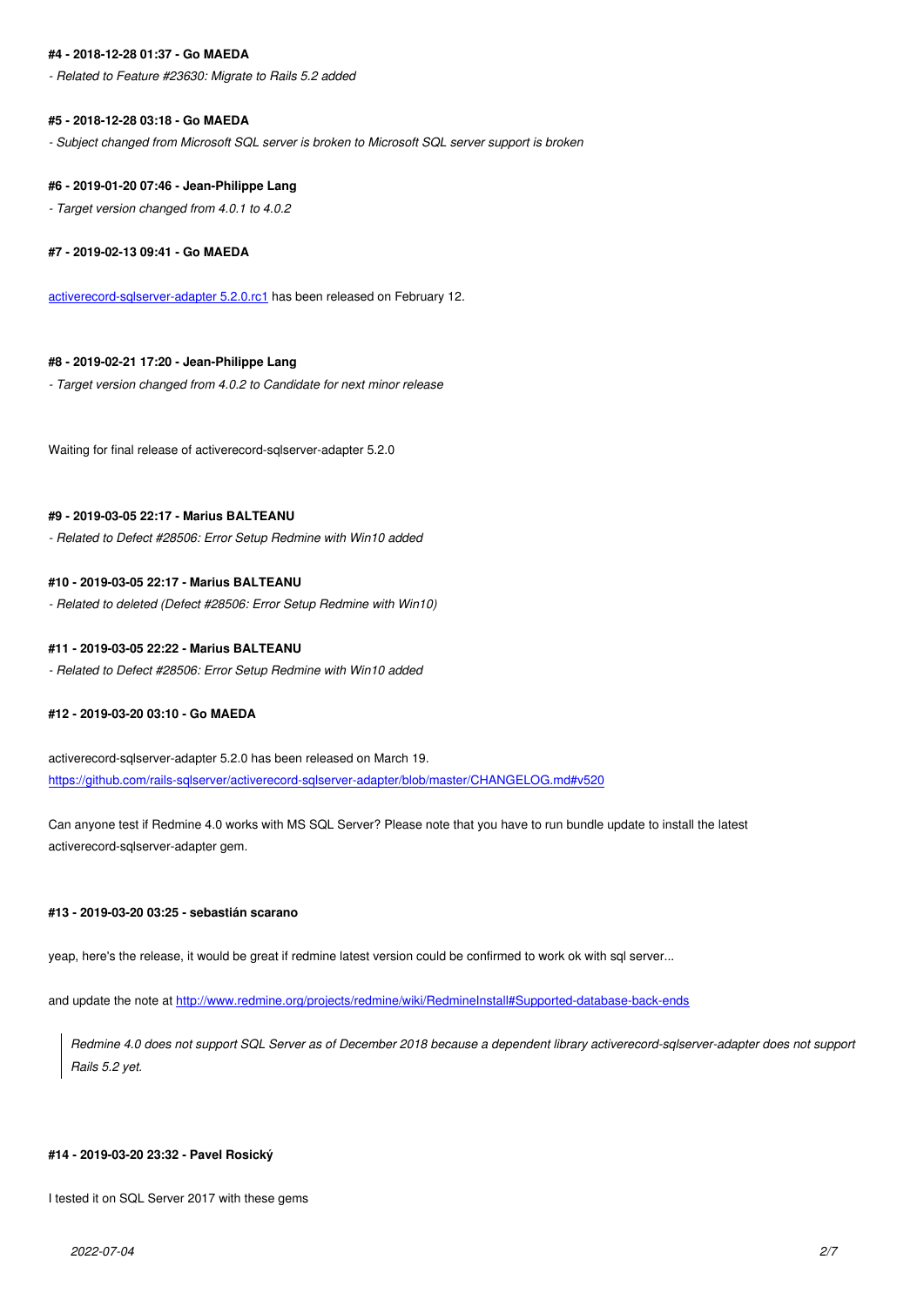#### #4 - 2018-12-28 01:37 - Go MAEDA

*- Related to Feature #23630: Migrate to Rails 5.2 added*

#### #5 - 2018-12-28 03:18 - Go MAEDA

*- Subject changed from Microsoft SQL server is broken to Microsoft SQL server support is broken*

#### #6 - 2019-01-20 07:46 - Jean-Philippe Lang

*- Target version changed from 4.0.1 to 4.0.2*

#### #7 - 2019-02-13 09:41 - Go MAEDA

activerecord-sqlserver-adapter 5.2.0.rc1 has been released on February 12.

#### #8 - 2019-02-21 17:20 - Jean-Philippe Lang

*- Target version changed from 4.0.2 to Candidate for next minor release*

Waiting for final release of activerecord-sqlserver-adapter 5.2.0

#### #9 - 2019-03-05 22:17 - Marius BALTEANU

*- Related to Defect #28506: Error Setup Redmine with Win10 added*

#### #10 - 2019-03-05 22:17 - Marius BALTEANU

*- Related to deleted (Defect #28506: Error Setup Redmine with Win10)*

#### #11 - 2019-03-05 22:22 - Marius BALTEANU

*- Related to Defect #28506: Error Setup Redmine with Win10 added*

#### #12 - 2019-03-20 03:10 - Go MAEDA

activerecord-sqlserver-adapter 5.2.0 has been released on March 19.
https://github.com/rails-sqlserver/activerecord-sqlserver-adapter/blob/master/CHANGELOG.md#v520

Can anyone test if Redmine 4.0 works with MS SQL Server? Please note that you have to run bundle update to install the latest activerecord-sqlserver-adapter gem.

#### #13 - 2019-03-20 03:25 - sebastián scarano

yeap, here's the release, it would be great if redmine latest version could be confirmed to work ok with sql server...

and update the note at http://www.redmine.org/projects/redmine/wiki/RedmineInstall#Supported-database-back-ends

> *Redmine 4.0 does not support SQL Server as of December 2018 because a dependent library activerecord-sqlserver-adapter does not support Rails 5.2 yet.*

#### #14 - 2019-03-20 23:32 - Pavel Rosický

I tested it on SQL Server 2017 with these gems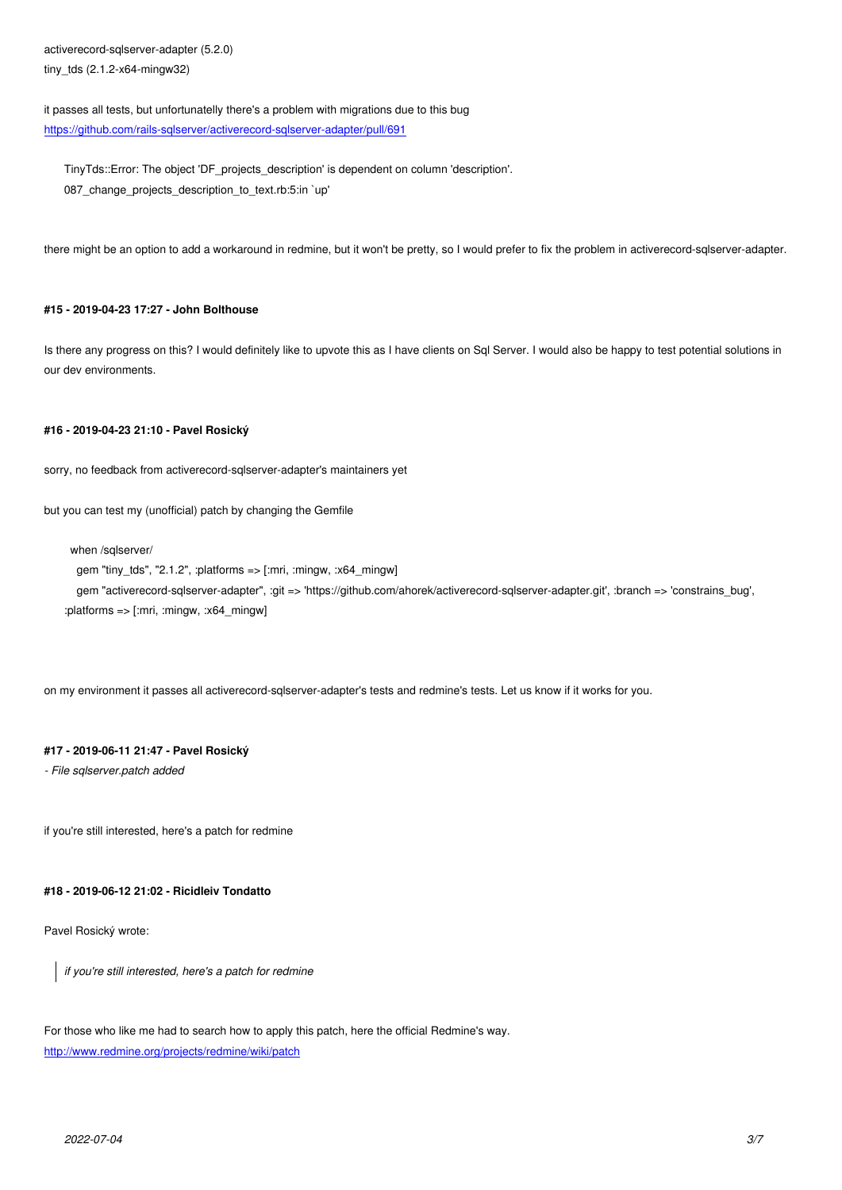activerecord-sqlserver-adapter (5.2.0)
tiny_tds (2.1.2-x64-mingw32)

it passes all tests, but unfortunatelly there's a problem with migrations due to this bug
[https://github.com/rails-sqlserver/activerecord-sqlserver-adapter/pull/691](https://github.com/rails-sqlserver/activerecord-sqlserver-adapter/pull/691)

```
TinyTds::Error: The object 'DF_projects_description' is dependent on column 'description'.
087_change_projects_description_to_text.rb:5:in `up'
```

there might be an option to add a workaround in redmine, but it won't be pretty, so I would prefer to fix the problem in activerecord-sqlserver-adapter.

#### #15 - 2019-04-23 17:27 - John Bolthouse

Is there any progress on this? I would definitely like to upvote this as I have clients on Sql Server. I would also be happy to test potential solutions in our dev environments.

#### #16 - 2019-04-23 21:10 - Pavel Rosický

sorry, no feedback from activerecord-sqlserver-adapter's maintainers yet

but you can test my (unofficial) patch by changing the Gemfile

```
  when /sqlserver/
    gem "tiny_tds", "2.1.2", :platforms => [:mri, :mingw, :x64_mingw]
    gem "activerecord-sqlserver-adapter", :git => 'https://github.com/ahorek/activerecord-sqlserver-adapter.git', :branch => 'constrains_bug', :platforms => [:mri, :mingw, :x64_mingw]
```

on my environment it passes all activerecord-sqlserver-adapter's tests and redmine's tests. Let us know if it works for you.

#### #17 - 2019-06-11 21:47 - Pavel Rosický

*- File sqlserver.patch added*

if you're still interested, here's a patch for redmine

#### #18 - 2019-06-12 21:02 - Ricidleiv Tondatto

Pavel Rosický wrote:

> *if you're still interested, here's a patch for redmine*

For those who like me had to search how to apply this patch, here the official Redmine's way.
[http://www.redmine.org/projects/redmine/wiki/patch](http://www.redmine.org/projects/redmine/wiki/patch)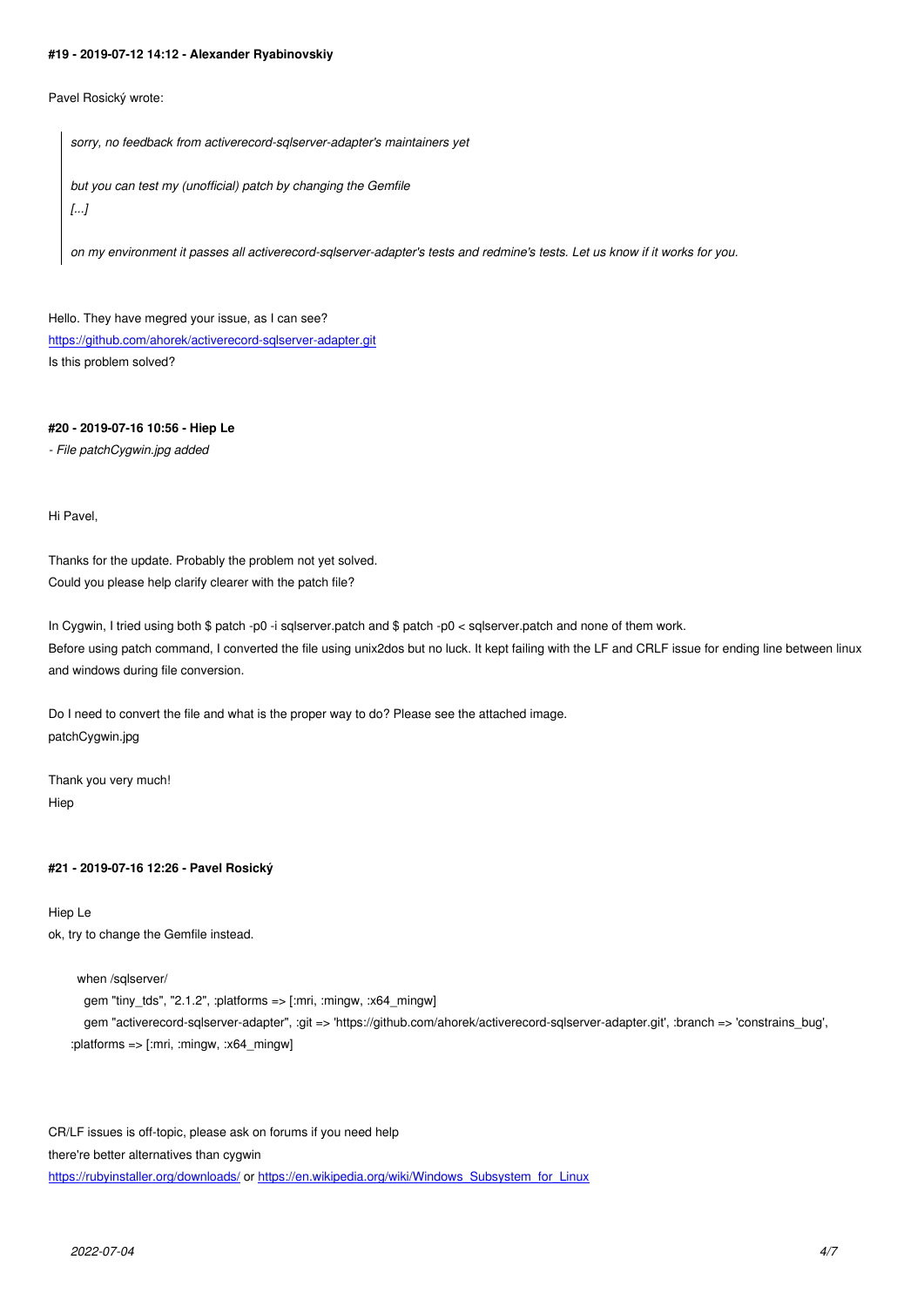#### #19 - 2019-07-12 14:12 - Alexander Ryabinovskiy

Pavel Rosický wrote:

> *sorry, no feedback from activerecord-sqlserver-adapter's maintainers yet*
>
> *but you can test my (unofficial) patch by changing the Gemfile*
> *[...]*
>
> *on my environment it passes all activerecord-sqlserver-adapter's tests and redmine's tests. Let us know if it works for you.*

Hello. They have megred your issue, as I can see?
https://github.com/ahorek/activerecord-sqlserver-adapter.git
Is this problem solved?

#### #20 - 2019-07-16 10:56 - Hiep Le

*- File patchCygwin.jpg added*

Hi Pavel,

Thanks for the update. Probably the problem not yet solved.
Could you please help clarify clearer with the patch file?

In Cygwin, I tried using both $ patch -p0 -i sqlserver.patch and $ patch -p0 < sqlserver.patch and none of them work.
Before using patch command, I converted the file using unix2dos but no luck. It kept failing with the LF and CRLF issue for ending line between linux and windows during file conversion.

Do I need to convert the file and what is the proper way to do? Please see the attached image.
patchCygwin.jpg

Thank you very much!
Hiep

#### #21 - 2019-07-16 12:26 - Pavel Rosický

Hiep Le
ok, try to change the Gemfile instead.

```
when /sqlserver/
  gem "tiny_tds", "2.1.2", :platforms => [:mri, :mingw, :x64_mingw]
  gem "activerecord-sqlserver-adapter", :git => 'https://github.com/ahorek/activerecord-sqlserver-adapter.git', :branch => 'constrains_bug', :platforms => [:mri, :mingw, :x64_mingw]
```

CR/LF issues is off-topic, please ask on forums if you need help
there're better alternatives than cygwin
https://rubyinstaller.org/downloads/ or https://en.wikipedia.org/wiki/Windows_Subsystem_for_Linux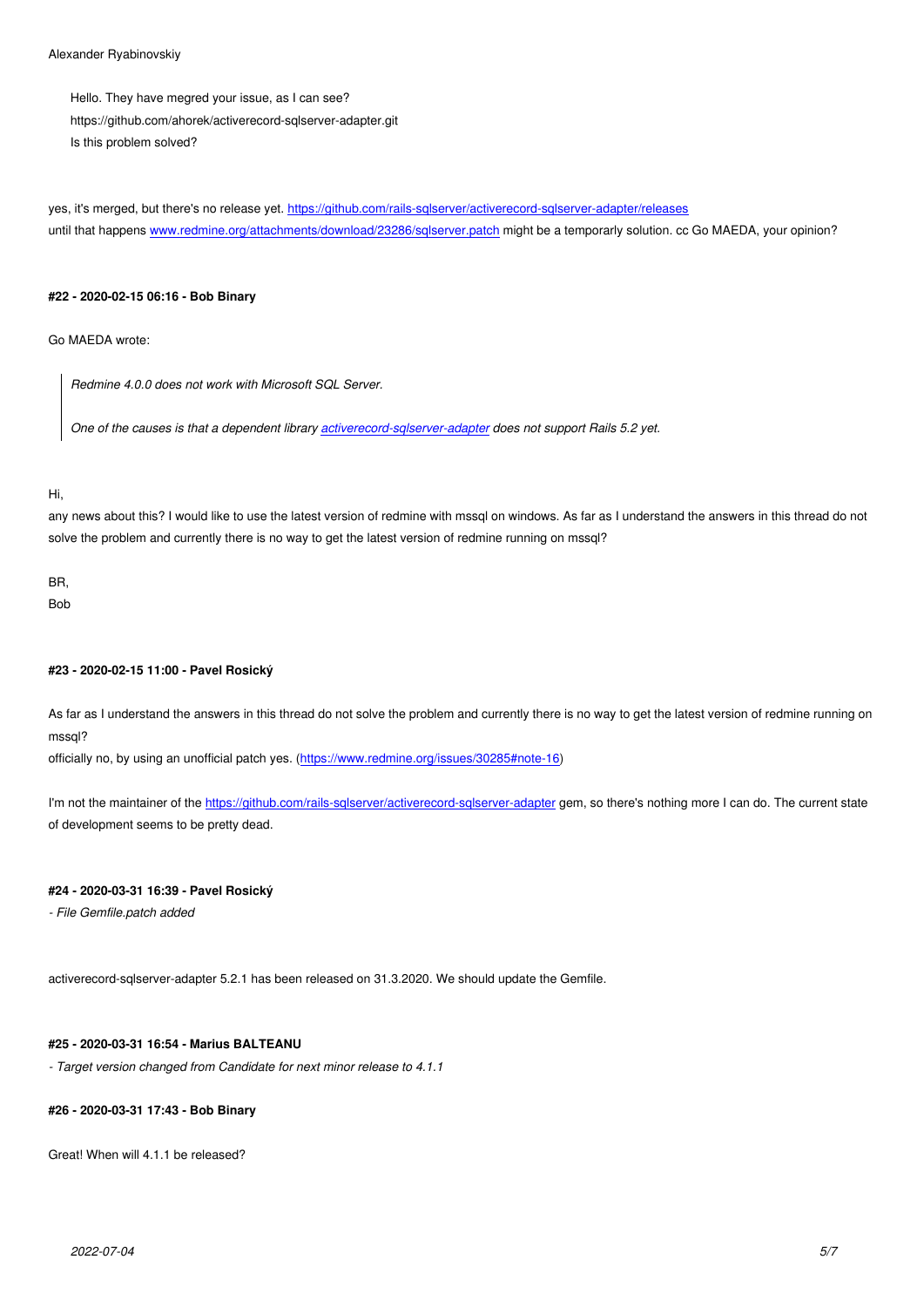Alexander Ryabinovskiy

> Hello. They have megred your issue, as I can see?
> https://github.com/ahorek/activerecord-sqlserver-adapter.git
> Is this problem solved?

yes, it's merged, but there's no release yet. [https://github.com/rails-sqlserver/activerecord-sqlserver-adapter/releases](https://github.com/rails-sqlserver/activerecord-sqlserver-adapter/releases)
until that happens [www.redmine.org/attachments/download/23286/sqlserver.patch](www.redmine.org/attachments/download/23286/sqlserver.patch) might be a temporarly solution. cc Go MAEDA, your opinion?

#### #22 - 2020-02-15 06:16 - Bob Binary

Go MAEDA wrote:

> *Redmine 4.0.0 does not work with Microsoft SQL Server.*
>
> *One of the causes is that a dependent library [activerecord-sqlserver-adapter]() does not support Rails 5.2 yet.*

Hi,
any news about this? I would like to use the latest version of redmine with mssql on windows. As far as I understand the answers in this thread do not solve the problem and currently there is no way to get the latest version of redmine running on mssql?

BR,
Bob

#### #23 - 2020-02-15 11:00 - Pavel Rosický

As far as I understand the answers in this thread do not solve the problem and currently there is no way to get the latest version of redmine running on mssql?
officially no, by using an unofficial patch yes. ([https://www.redmine.org/issues/30285#note-16](https://www.redmine.org/issues/30285#note-16))

I'm not the maintainer of the [https://github.com/rails-sqlserver/activerecord-sqlserver-adapter](https://github.com/rails-sqlserver/activerecord-sqlserver-adapter) gem, so there's nothing more I can do. The current state of development seems to be pretty dead.

#### #24 - 2020-03-31 16:39 - Pavel Rosický

*- File Gemfile.patch added*

activerecord-sqlserver-adapter 5.2.1 has been released on 31.3.2020. We should update the Gemfile.

#### #25 - 2020-03-31 16:54 - Marius BALTEANU

*- Target version changed from Candidate for next minor release to 4.1.1*

#### #26 - 2020-03-31 17:43 - Bob Binary

Great! When will 4.1.1 be released?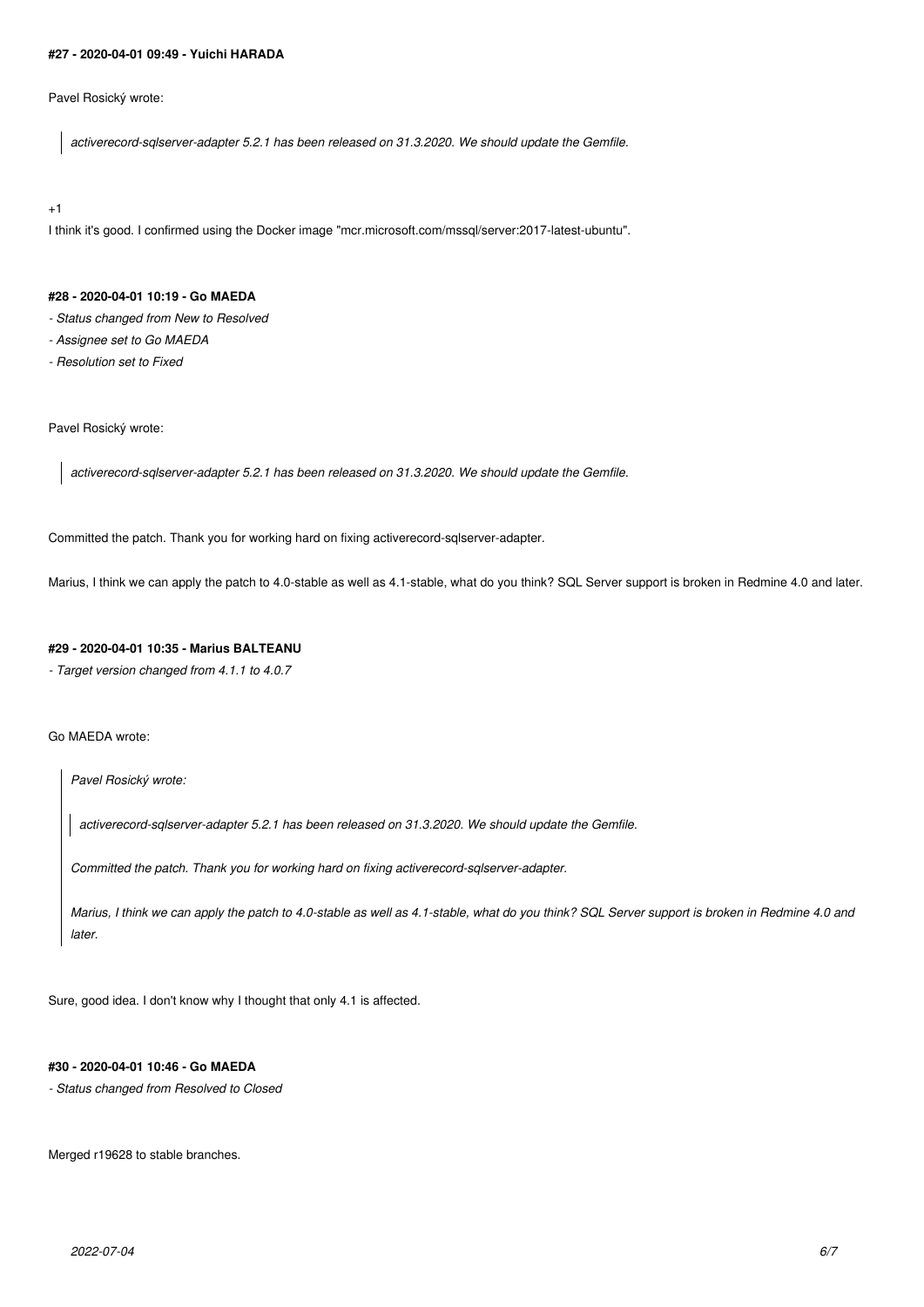#### #27 - 2020-04-01 09:49 - Yuichi HARADA

Pavel Rosický wrote:

> *activerecord-sqlserver-adapter 5.2.1 has been released on 31.3.2020. We should update the Gemfile.*

+1
I think it's good. I confirmed using the Docker image "mcr.microsoft.com/mssql/server:2017-latest-ubuntu".

#### #28 - 2020-04-01 10:19 - Go MAEDA

- *Status changed from New to Resolved*
- *Assignee set to Go MAEDA*
- *Resolution set to Fixed*

Pavel Rosický wrote:

> *activerecord-sqlserver-adapter 5.2.1 has been released on 31.3.2020. We should update the Gemfile.*

Committed the patch. Thank you for working hard on fixing activerecord-sqlserver-adapter.

Marius, I think we can apply the patch to 4.0-stable as well as 4.1-stable, what do you think? SQL Server support is broken in Redmine 4.0 and later.

#### #29 - 2020-04-01 10:35 - Marius BALTEANU

- *Target version changed from 4.1.1 to 4.0.7*

Go MAEDA wrote:

> *Pavel Rosický wrote:*
>
> > *activerecord-sqlserver-adapter 5.2.1 has been released on 31.3.2020. We should update the Gemfile.*
>
> *Committed the patch. Thank you for working hard on fixing activerecord-sqlserver-adapter.*
>
> *Marius, I think we can apply the patch to 4.0-stable as well as 4.1-stable, what do you think? SQL Server support is broken in Redmine 4.0 and later.*

Sure, good idea. I don't know why I thought that only 4.1 is affected.

#### #30 - 2020-04-01 10:46 - Go MAEDA

- *Status changed from Resolved to Closed*

Merged r19628 to stable branches.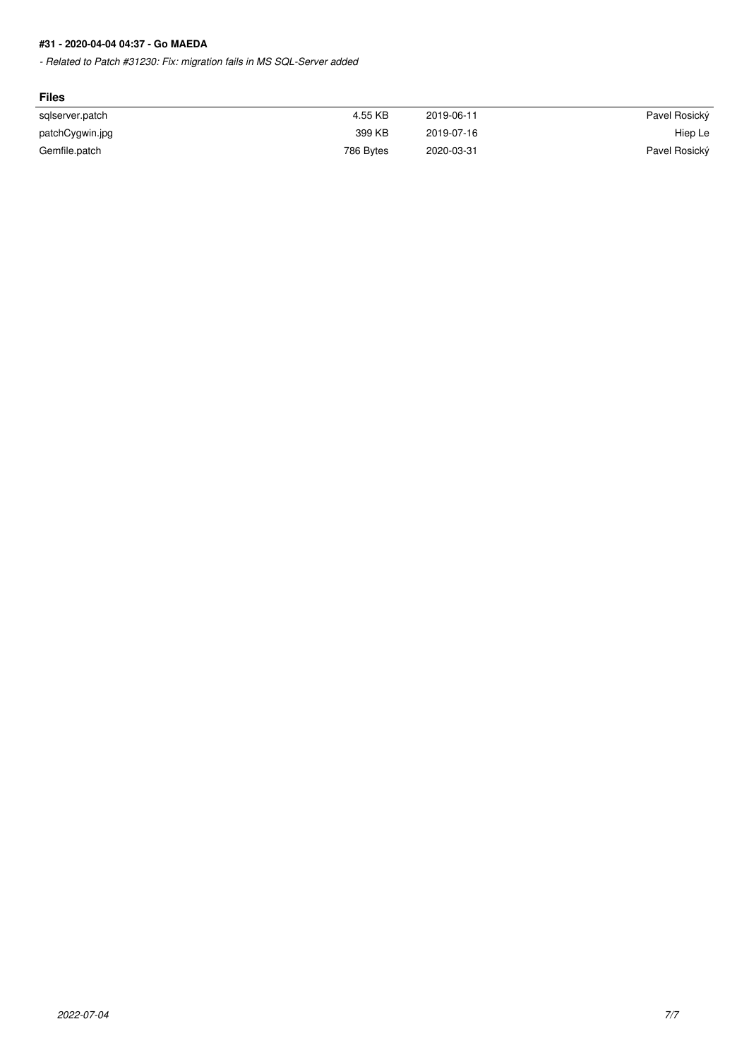#### #31 - 2020-04-04 04:37 - Go MAEDA

*- Related to Patch #31230: Fix: migration fails in MS SQL-Server added*

### Files

| | | | |
|---|---|---|---|
| sqlserver.patch | 4.55 KB | 2019-06-11 | Pavel Rosický |
| patchCygwin.jpg | 399 KB | 2019-07-16 | Hiep Le |
| Gemfile.patch | 786 Bytes | 2020-03-31 | Pavel Rosický |